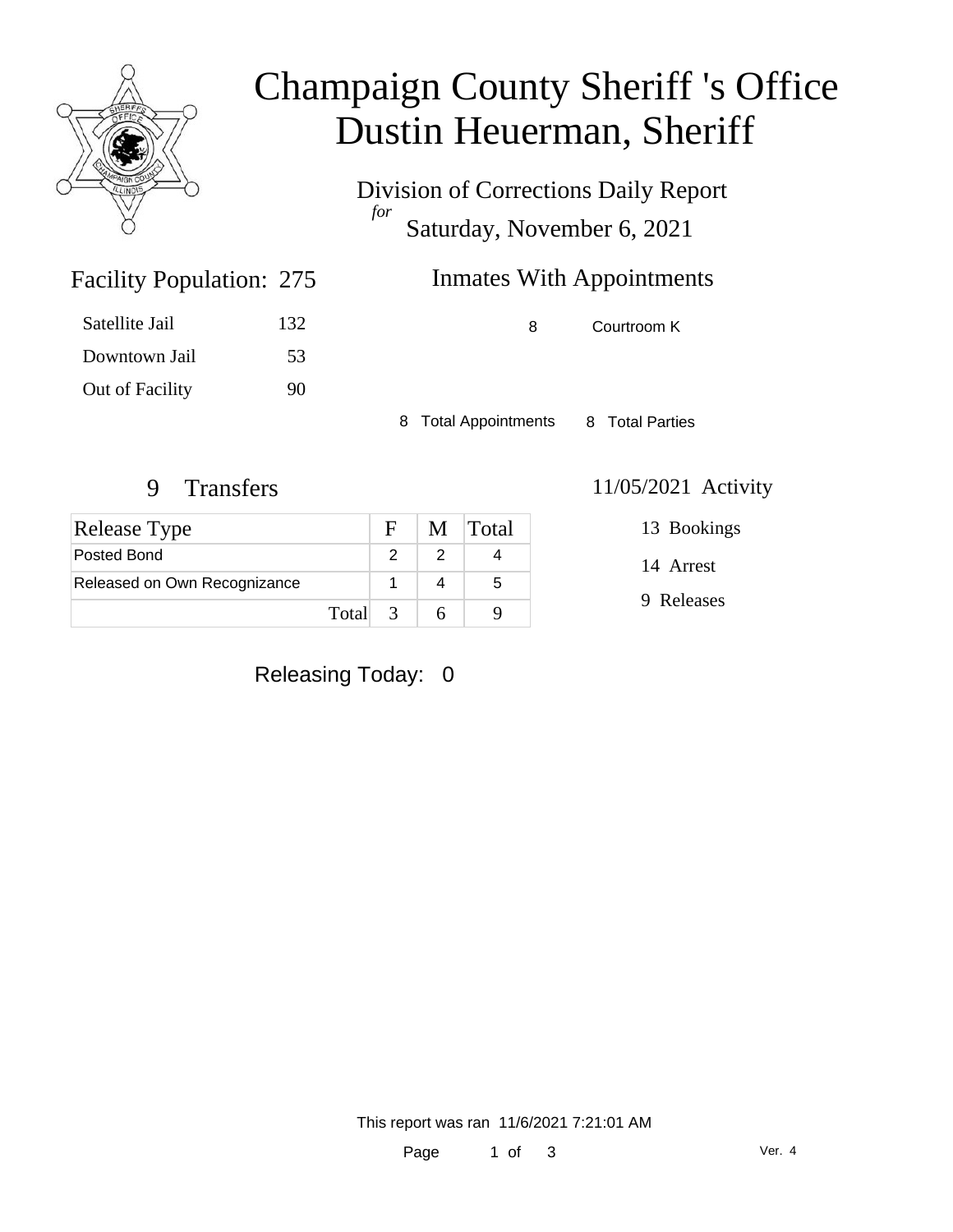# Champaign County Sheriff 's Office
# Dustin Heuerman, Sheriff

Division of Corrections Daily Report
*for*
Saturday, November 6, 2021

## Facility Population: 275

| | |
|---|---|
| Satellite Jail | 132 |
| Downtown Jail | 53 |
| Out of Facility | 90 |

## Inmates With Appointments

8 Courtroom K

8 Total Appointments 8 Total Parties

## 9 Transfers

| Release Type | F | M | Total |
|---|---|---|---|
| Posted Bond | 2 | 2 | 4 |
| Released on Own Recognizance | 1 | 4 | 5 |
| Total | 3 | 6 | 9 |

## 11/05/2021 Activity

13 Bookings

14 Arrest

9 Releases

Releasing Today: 0

This report was ran 11/6/2021 7:21:01 AM

Ver. 4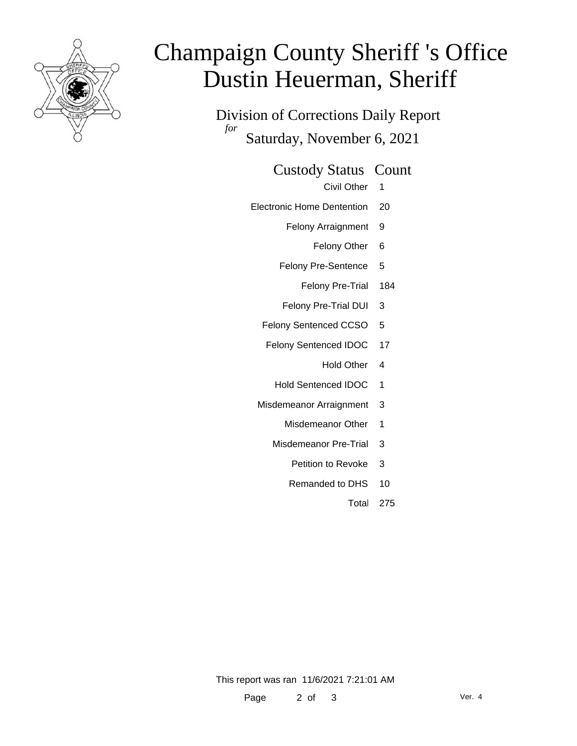# Champaign County Sheriff 's Office
# Dustin Heuerman, Sheriff

Division of Corrections Daily Report

*for*

Saturday, November 6, 2021

| Custody Status | Count |
| --- | --- |
| Civil Other | 1 |
| Electronic Home Dentention | 20 |
| Felony Arraignment | 9 |
| Felony Other | 6 |
| Felony Pre-Sentence | 5 |
| Felony Pre-Trial | 184 |
| Felony Pre-Trial DUI | 3 |
| Felony Sentenced CCSO | 5 |
| Felony Sentenced IDOC | 17 |
| Hold Other | 4 |
| Hold Sentenced IDOC | 1 |
| Misdemeanor Arraignment | 3 |
| Misdemeanor Other | 1 |
| Misdemeanor Pre-Trial | 3 |
| Petition to Revoke | 3 |
| Remanded to DHS | 10 |
| Total | 275 |

This report was ran 11/6/2021 7:21:01 AM

Ver. 4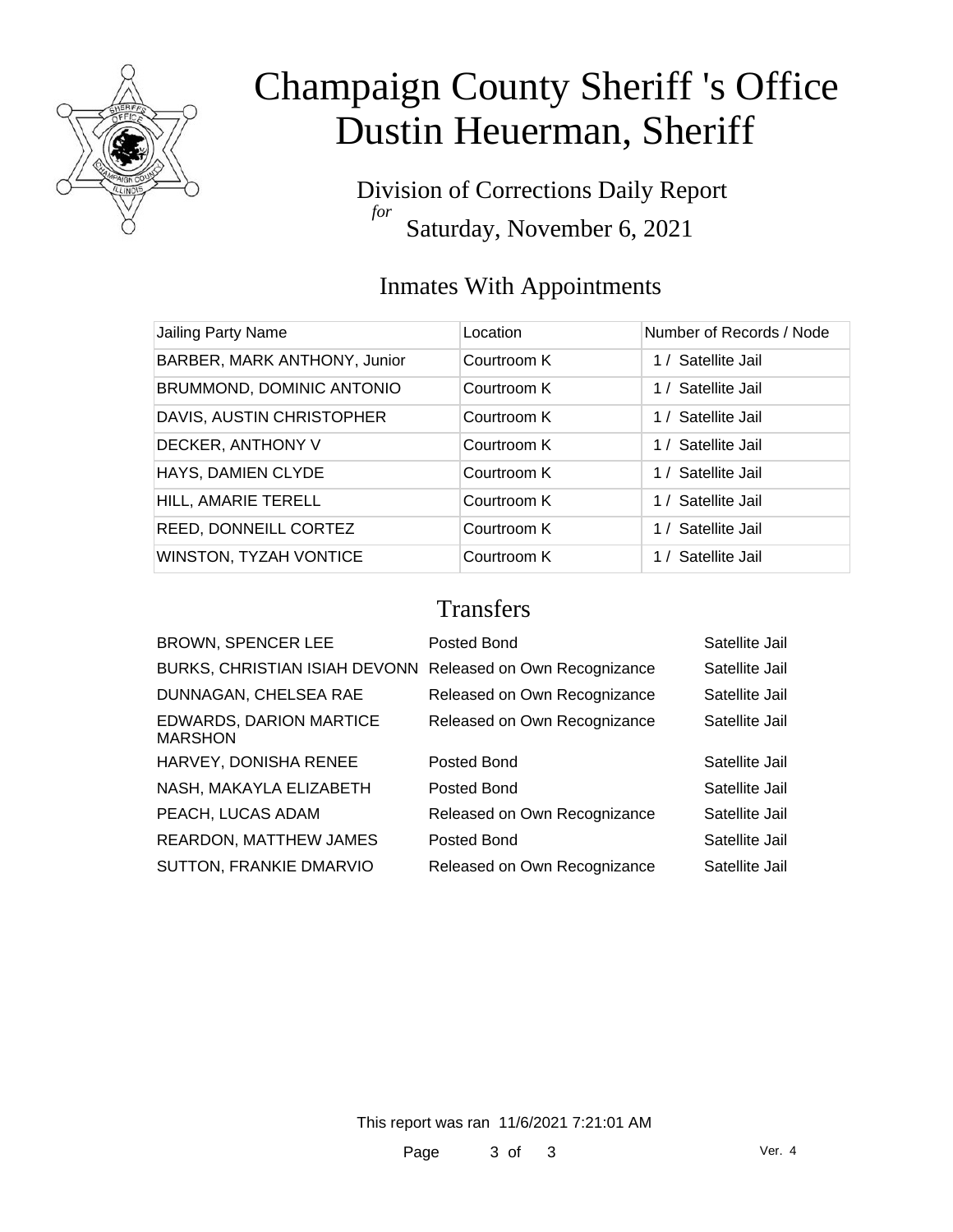# Champaign County Sheriff 's Office
# Dustin Heuerman, Sheriff

Division of Corrections Daily Report
*for*
Saturday, November 6, 2021

## Inmates With Appointments

| Jailing Party Name | Location | Number of Records / Node |
|---|---|---|
| BARBER, MARK ANTHONY, Junior | Courtroom K | 1 / Satellite Jail |
| BRUMMOND, DOMINIC ANTONIO | Courtroom K | 1 / Satellite Jail |
| DAVIS, AUSTIN CHRISTOPHER | Courtroom K | 1 / Satellite Jail |
| DECKER, ANTHONY V | Courtroom K | 1 / Satellite Jail |
| HAYS, DAMIEN CLYDE | Courtroom K | 1 / Satellite Jail |
| HILL, AMARIE TERELL | Courtroom K | 1 / Satellite Jail |
| REED, DONNEILL CORTEZ | Courtroom K | 1 / Satellite Jail |
| WINSTON, TYZAH VONTICE | Courtroom K | 1 / Satellite Jail |

## Transfers

| | | |
|---|---|---|
| BROWN, SPENCER LEE | Posted Bond | Satellite Jail |
| BURKS, CHRISTIAN ISIAH DEVONN | Released on Own Recognizance | Satellite Jail |
| DUNNAGAN, CHELSEA RAE | Released on Own Recognizance | Satellite Jail |
| EDWARDS, DARION MARTICE MARSHON | Released on Own Recognizance | Satellite Jail |
| HARVEY, DONISHA RENEE | Posted Bond | Satellite Jail |
| NASH, MAKAYLA ELIZABETH | Posted Bond | Satellite Jail |
| PEACH, LUCAS ADAM | Released on Own Recognizance | Satellite Jail |
| REARDON, MATTHEW JAMES | Posted Bond | Satellite Jail |
| SUTTON, FRANKIE DMARVIO | Released on Own Recognizance | Satellite Jail |

This report was ran 11/6/2021 7:21:01 AM